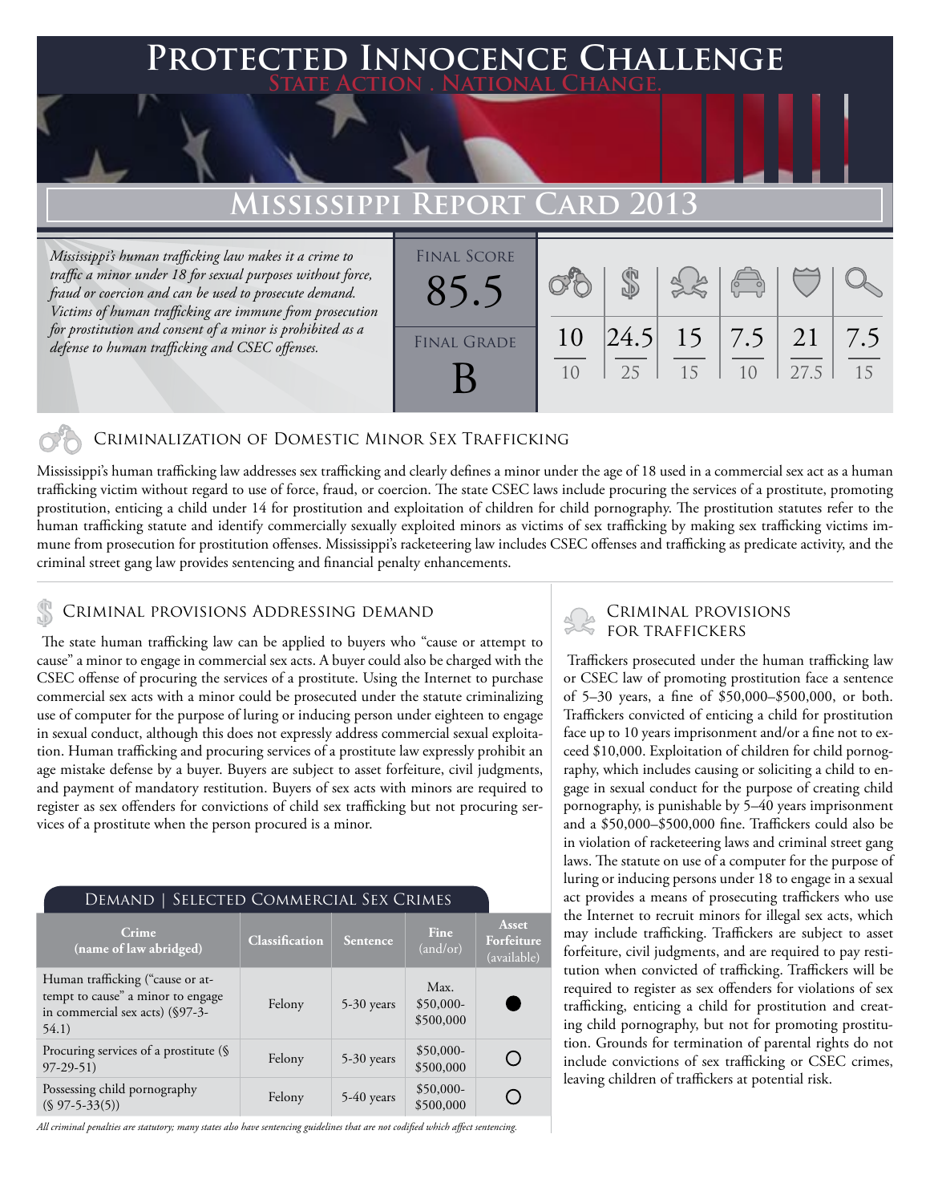# Protected Innocence Challenge

State Action . National Change.

## Mississippi Report Card 2013

*Mississippi's human trafficking law makes it a crime to traffic a minor under 18 for sexual purposes without force, fraud or coercion and can be used to prosecute demand. Victims of human trafficking are immune from prosecution for prostitution and consent of a minor is prohibited as a defense to human trafficking and CSEC offenses.*

Final Score: 85.5

Final Grade: B

| Criminalization of Domestic Minor Sex Trafficking | Criminal Provisions Addressing Demand | Criminal Provisions for Traffickers | Criminal Provisions for Facilitators | Protective Provisions for the Child Victims | Criminal Justice Tools for Investigation and Prosecutions |
|---|---|---|---|---|---|
| 10/10 | 24.5/25 | 15/15 | 7.5/10 | 21/27.5 | 7.5/15 |

### Criminalization of Domestic Minor Sex Trafficking

Mississippi's human trafficking law addresses sex trafficking and clearly defines a minor under the age of 18 used in a commercial sex act as a human trafficking victim without regard to use of force, fraud, or coercion. The state CSEC laws include procuring the services of a prostitute, promoting prostitution, enticing a child under 14 for prostitution and exploitation of children for child pornography. The prostitution statutes refer to the human trafficking statute and identify commercially sexually exploited minors as victims of sex trafficking by making sex trafficking victims immune from prosecution for prostitution offenses. Mississippi's racketeering law includes CSEC offenses and trafficking as predicate activity, and the criminal street gang law provides sentencing and financial penalty enhancements.

### Criminal provisions Addressing demand

The state human trafficking law can be applied to buyers who "cause or attempt to cause" a minor to engage in commercial sex acts. A buyer could also be charged with the CSEC offense of procuring the services of a prostitute. Using the Internet to purchase commercial sex acts with a minor could be prosecuted under the statute criminalizing use of computer for the purpose of luring or inducing person under eighteen to engage in sexual conduct, although this does not expressly address commercial sexual exploitation. Human trafficking and procuring services of a prostitute law expressly prohibit an age mistake defense by a buyer. Buyers are subject to asset forfeiture, civil judgments, and payment of mandatory restitution. Buyers of sex acts with minors are required to register as sex offenders for convictions of child sex trafficking but not procuring services of a prostitute when the person procured is a minor.

**Demand | Selected Commercial Sex Crimes**

| Crime (name of law abridged) | Classification | Sentence | Fine (and/or) | Asset Forfeiture (available) |
|---|---|---|---|---|
| Human trafficking ("cause or attempt to cause" a minor to engage in commercial sex acts) (§97-3-54.1) | Felony | 5-30 years | Max. $50,000-$500,000 | ● |
| Procuring services of a prostitute (§ 97-29-51) | Felony | 5-30 years | $50,000-$500,000 | ○ |
| Possessing child pornography (§ 97-5-33(5)) | Felony | 5-40 years | $50,000-$500,000 | ○ |

*All criminal penalties are statutory; many states also have sentencing guidelines that are not codified which affect sentencing.*

### Criminal provisions for traffickers

Traffickers prosecuted under the human trafficking law or CSEC law of promoting prostitution face a sentence of 5–30 years, a fine of $50,000–$500,000, or both. Traffickers convicted of enticing a child for prostitution face up to 10 years imprisonment and/or a fine not to exceed $10,000. Exploitation of children for child pornography, which includes causing or soliciting a child to engage in sexual conduct for the purpose of creating child pornography, is punishable by 5–40 years imprisonment and a $50,000–$500,000 fine. Traffickers could also be in violation of racketeering laws and criminal street gang laws. The statute on use of a computer for the purpose of luring or inducing persons under 18 to engage in a sexual act provides a means of prosecuting traffickers who use the Internet to recruit minors for illegal sex acts, which may include trafficking. Traffickers are subject to asset forfeiture, civil judgments, and are required to pay restitution when convicted of trafficking. Traffickers will be required to register as sex offenders for violations of sex trafficking, enticing a child for prostitution and creating child pornography, but not for promoting prostitution. Grounds for termination of parental rights do not include convictions of sex trafficking or CSEC crimes, leaving children of traffickers at potential risk.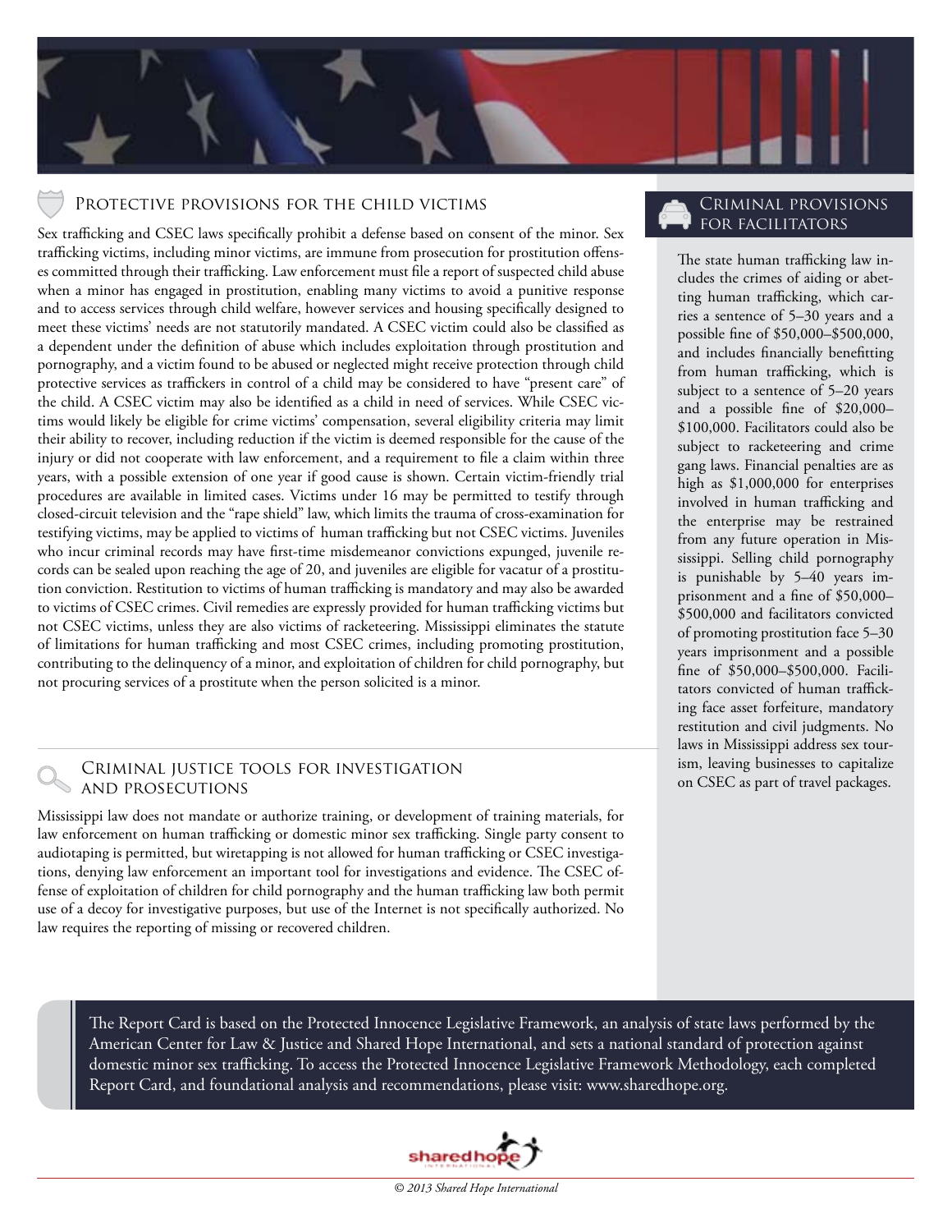## Protective provisions for the child victims

Sex trafficking and CSEC laws specifically prohibit a defense based on consent of the minor. Sex trafficking victims, including minor victims, are immune from prosecution for prostitution offenses committed through their trafficking. Law enforcement must file a report of suspected child abuse when a minor has engaged in prostitution, enabling many victims to avoid a punitive response and to access services through child welfare, however services and housing specifically designed to meet these victims' needs are not statutorily mandated. A CSEC victim could also be classified as a dependent under the definition of abuse which includes exploitation through prostitution and pornography, and a victim found to be abused or neglected might receive protection through child protective services as traffickers in control of a child may be considered to have "present care" of the child. A CSEC victim may also be identified as a child in need of services. While CSEC victims would likely be eligible for crime victims' compensation, several eligibility criteria may limit their ability to recover, including reduction if the victim is deemed responsible for the cause of the injury or did not cooperate with law enforcement, and a requirement to file a claim within three years, with a possible extension of one year if good cause is shown. Certain victim-friendly trial procedures are available in limited cases. Victims under 16 may be permitted to testify through closed-circuit television and the "rape shield" law, which limits the trauma of cross-examination for testifying victims, may be applied to victims of human trafficking but not CSEC victims. Juveniles who incur criminal records may have first-time misdemeanor convictions expunged, juvenile records can be sealed upon reaching the age of 20, and juveniles are eligible for vacatur of a prostitution conviction. Restitution to victims of human trafficking is mandatory and may also be awarded to victims of CSEC crimes. Civil remedies are expressly provided for human trafficking victims but not CSEC victims, unless they are also victims of racketeering. Mississippi eliminates the statute of limitations for human trafficking and most CSEC crimes, including promoting prostitution, contributing to the delinquency of a minor, and exploitation of children for child pornography, but not procuring services of a prostitute when the person solicited is a minor.

## Criminal justice tools for investigation and prosecutions

Mississippi law does not mandate or authorize training, or development of training materials, for law enforcement on human trafficking or domestic minor sex trafficking. Single party consent to audiotaping is permitted, but wiretapping is not allowed for human trafficking or CSEC investigations, denying law enforcement an important tool for investigations and evidence. The CSEC offense of exploitation of children for child pornography and the human trafficking law both permit use of a decoy for investigative purposes, but use of the Internet is not specifically authorized. No law requires the reporting of missing or recovered children.

## Criminal provisions for facilitators

The state human trafficking law includes the crimes of aiding or abetting human trafficking, which carries a sentence of 5–30 years and a possible fine of $50,000–$500,000, and includes financially benefitting from human trafficking, which is subject to a sentence of 5–20 years and a possible fine of $20,000–$100,000. Facilitators could also be subject to racketeering and crime gang laws. Financial penalties are as high as $1,000,000 for enterprises involved in human trafficking and the enterprise may be restrained from any future operation in Mississippi. Selling child pornography is punishable by 5–40 years imprisonment and a fine of $50,000–$500,000 and facilitators convicted of promoting prostitution face 5–30 years imprisonment and a possible fine of $50,000–$500,000. Facilitators convicted of human trafficking face asset forfeiture, mandatory restitution and civil judgments. No laws in Mississippi address sex tourism, leaving businesses to capitalize on CSEC as part of travel packages.

The Report Card is based on the Protected Innocence Legislative Framework, an analysis of state laws performed by the American Center for Law & Justice and Shared Hope International, and sets a national standard of protection against domestic minor sex trafficking. To access the Protected Innocence Legislative Framework Methodology, each completed Report Card, and foundational analysis and recommendations, please visit: www.sharedhope.org.

*© 2013 Shared Hope International*